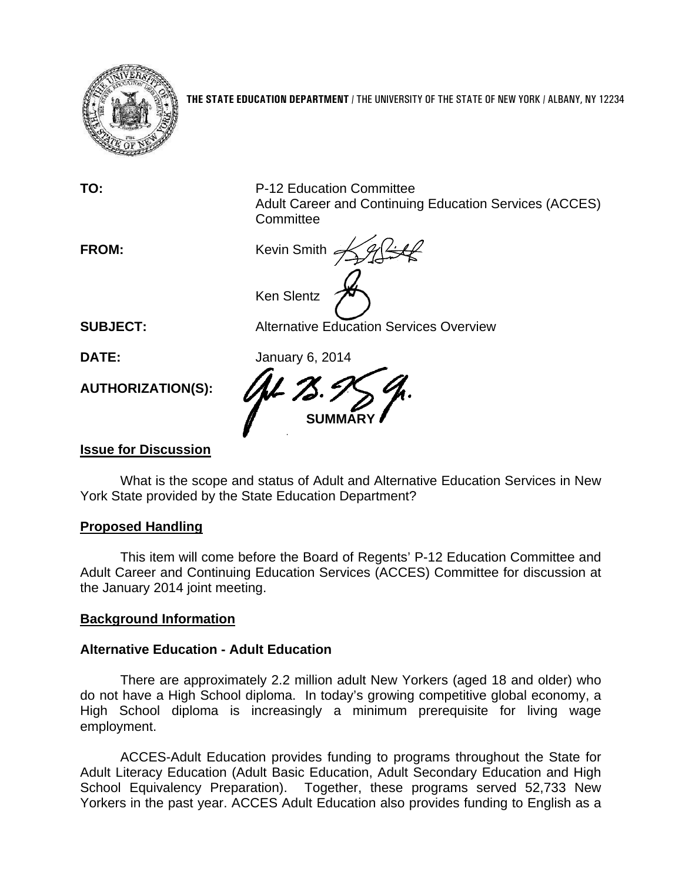**THE STATE EDUCATION DEPARTMENT** / THE UNIVERSITY OF THE STATE OF NEW YORK / ALBANY, NY 12234

| | |
|---|---|
| **TO:** | P-12 Education Committee<br>Adult Career and Continuing Education Services (ACCES) Committee |
| **FROM:** | Kevin Smith<br><br>Ken Slentz |
| **SUBJECT:** | Alternative Education Services Overview |
| **DATE:** | January 6, 2014 |
| **AUTHORIZATION(S):** | |

**SUMMARY**

## Issue for Discussion

What is the scope and status of Adult and Alternative Education Services in New York State provided by the State Education Department?

## Proposed Handling

This item will come before the Board of Regents' P-12 Education Committee and Adult Career and Continuing Education Services (ACCES) Committee for discussion at the January 2014 joint meeting.

## Background Information

### Alternative Education - Adult Education

There are approximately 2.2 million adult New Yorkers (aged 18 and older) who do not have a High School diploma. In today's growing competitive global economy, a High School diploma is increasingly a minimum prerequisite for living wage employment.

ACCES-Adult Education provides funding to programs throughout the State for Adult Literacy Education (Adult Basic Education, Adult Secondary Education and High School Equivalency Preparation). Together, these programs served 52,733 New Yorkers in the past year. ACCES Adult Education also provides funding to English as a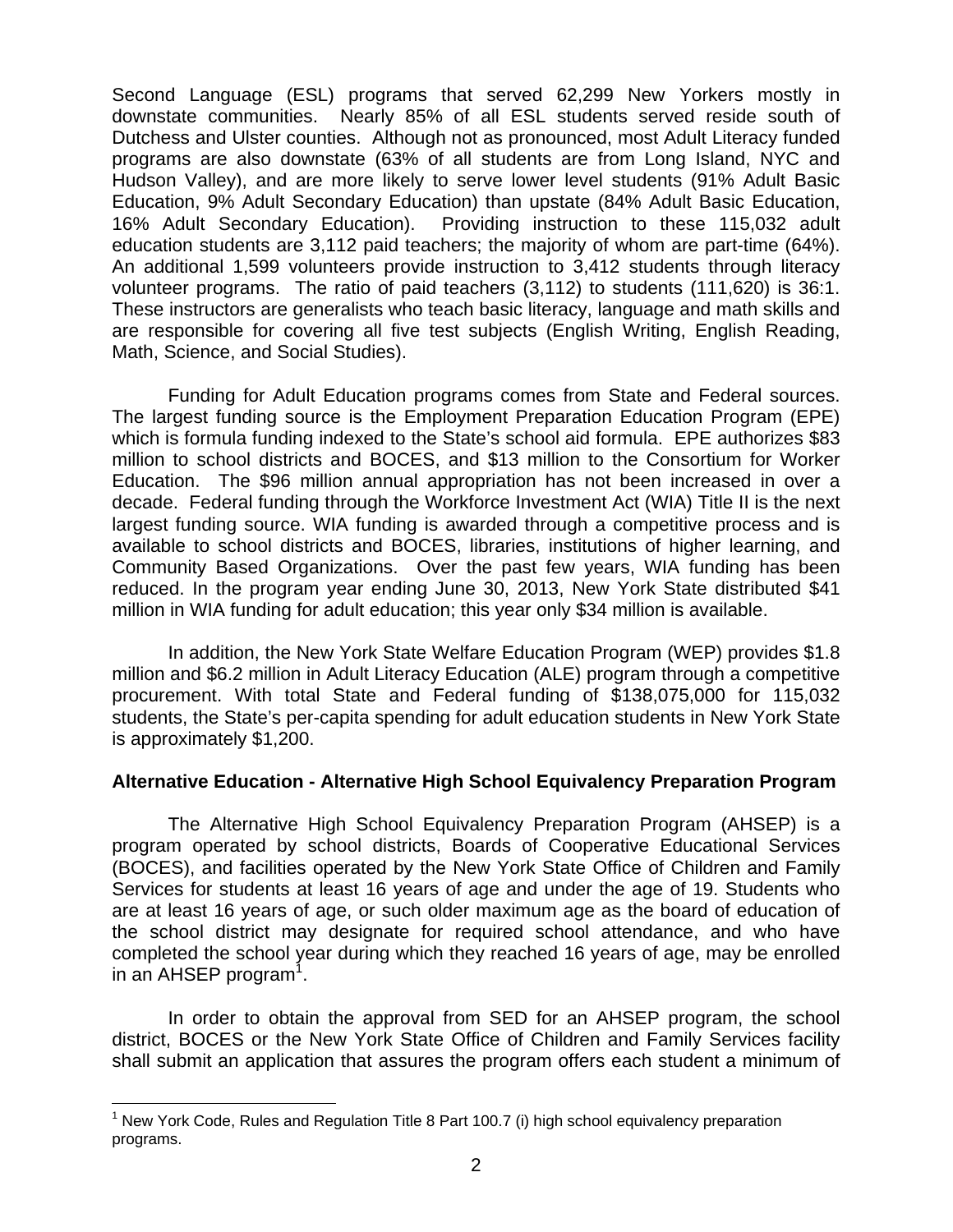Second Language (ESL) programs that served 62,299 New Yorkers mostly in downstate communities. Nearly 85% of all ESL students served reside south of Dutchess and Ulster counties. Although not as pronounced, most Adult Literacy funded programs are also downstate (63% of all students are from Long Island, NYC and Hudson Valley), and are more likely to serve lower level students (91% Adult Basic Education, 9% Adult Secondary Education) than upstate (84% Adult Basic Education, 16% Adult Secondary Education). Providing instruction to these 115,032 adult education students are 3,112 paid teachers; the majority of whom are part-time (64%). An additional 1,599 volunteers provide instruction to 3,412 students through literacy volunteer programs. The ratio of paid teachers (3,112) to students (111,620) is 36:1. These instructors are generalists who teach basic literacy, language and math skills and are responsible for covering all five test subjects (English Writing, English Reading, Math, Science, and Social Studies).

Funding for Adult Education programs comes from State and Federal sources. The largest funding source is the Employment Preparation Education Program (EPE) which is formula funding indexed to the State's school aid formula. EPE authorizes $83 million to school districts and BOCES, and $13 million to the Consortium for Worker Education. The $96 million annual appropriation has not been increased in over a decade. Federal funding through the Workforce Investment Act (WIA) Title II is the next largest funding source. WIA funding is awarded through a competitive process and is available to school districts and BOCES, libraries, institutions of higher learning, and Community Based Organizations. Over the past few years, WIA funding has been reduced. In the program year ending June 30, 2013, New York State distributed $41 million in WIA funding for adult education; this year only $34 million is available.

In addition, the New York State Welfare Education Program (WEP) provides $1.8 million and $6.2 million in Adult Literacy Education (ALE) program through a competitive procurement. With total State and Federal funding of $138,075,000 for 115,032 students, the State's per-capita spending for adult education students in New York State is approximately $1,200.

**Alternative Education - Alternative High School Equivalency Preparation Program**

The Alternative High School Equivalency Preparation Program (AHSEP) is a program operated by school districts, Boards of Cooperative Educational Services (BOCES), and facilities operated by the New York State Office of Children and Family Services for students at least 16 years of age and under the age of 19. Students who are at least 16 years of age, or such older maximum age as the board of education of the school district may designate for required school attendance, and who have completed the school year during which they reached 16 years of age, may be enrolled in an AHSEP program[1].

In order to obtain the approval from SED for an AHSEP program, the school district, BOCES or the New York State Office of Children and Family Services facility shall submit an application that assures the program offers each student a minimum of

[1] New York Code, Rules and Regulation Title 8 Part 100.7 (i) high school equivalency preparation programs.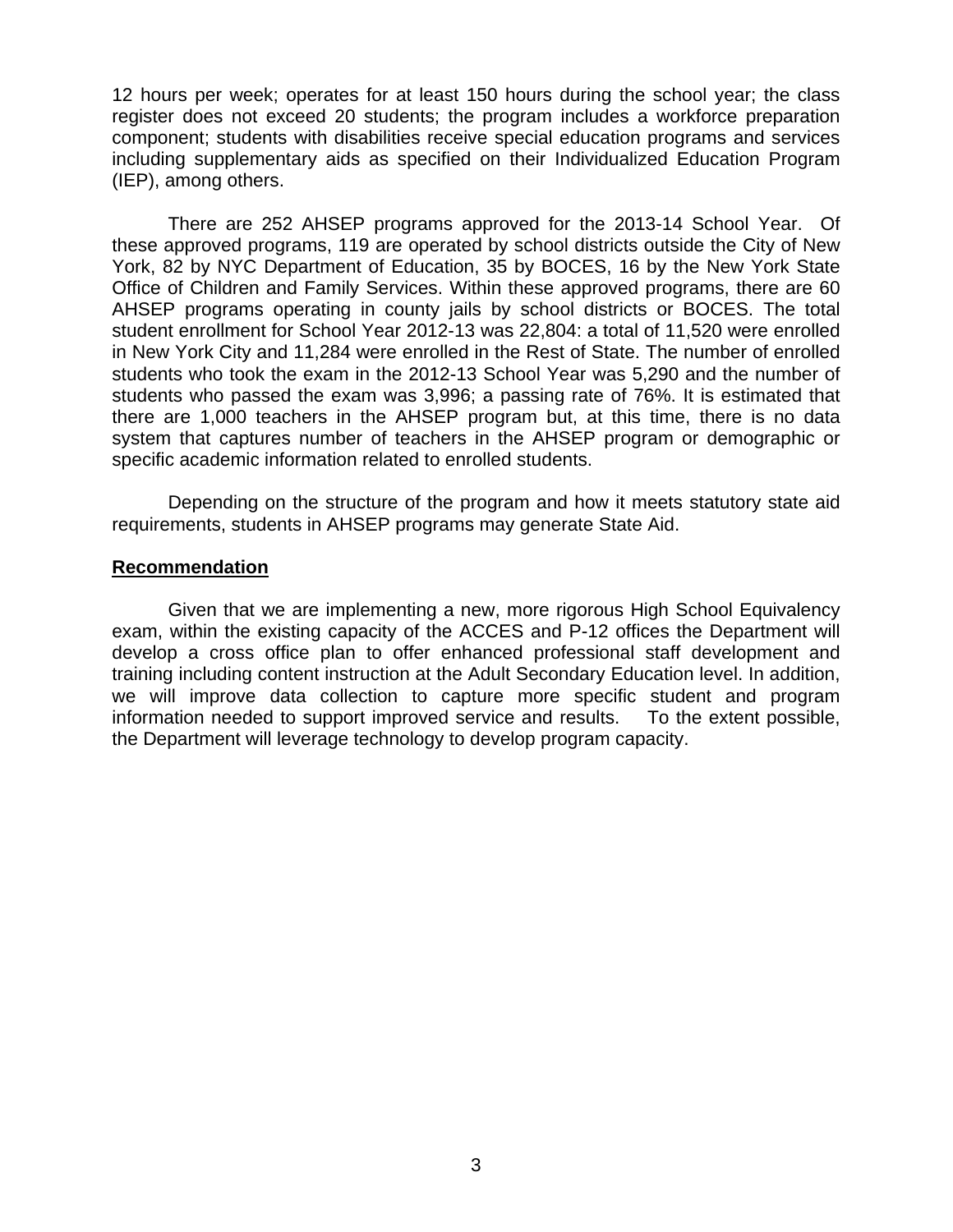12 hours per week; operates for at least 150 hours during the school year; the class register does not exceed 20 students; the program includes a workforce preparation component; students with disabilities receive special education programs and services including supplementary aids as specified on their Individualized Education Program (IEP), among others.

There are 252 AHSEP programs approved for the 2013-14 School Year. Of these approved programs, 119 are operated by school districts outside the City of New York, 82 by NYC Department of Education, 35 by BOCES, 16 by the New York State Office of Children and Family Services. Within these approved programs, there are 60 AHSEP programs operating in county jails by school districts or BOCES. The total student enrollment for School Year 2012-13 was 22,804: a total of 11,520 were enrolled in New York City and 11,284 were enrolled in the Rest of State. The number of enrolled students who took the exam in the 2012-13 School Year was 5,290 and the number of students who passed the exam was 3,996; a passing rate of 76%. It is estimated that there are 1,000 teachers in the AHSEP program but, at this time, there is no data system that captures number of teachers in the AHSEP program or demographic or specific academic information related to enrolled students.

Depending on the structure of the program and how it meets statutory state aid requirements, students in AHSEP programs may generate State Aid.

**Recommendation**

Given that we are implementing a new, more rigorous High School Equivalency exam, within the existing capacity of the ACCES and P-12 offices the Department will develop a cross office plan to offer enhanced professional staff development and training including content instruction at the Adult Secondary Education level. In addition, we will improve data collection to capture more specific student and program information needed to support improved service and results. To the extent possible, the Department will leverage technology to develop program capacity.